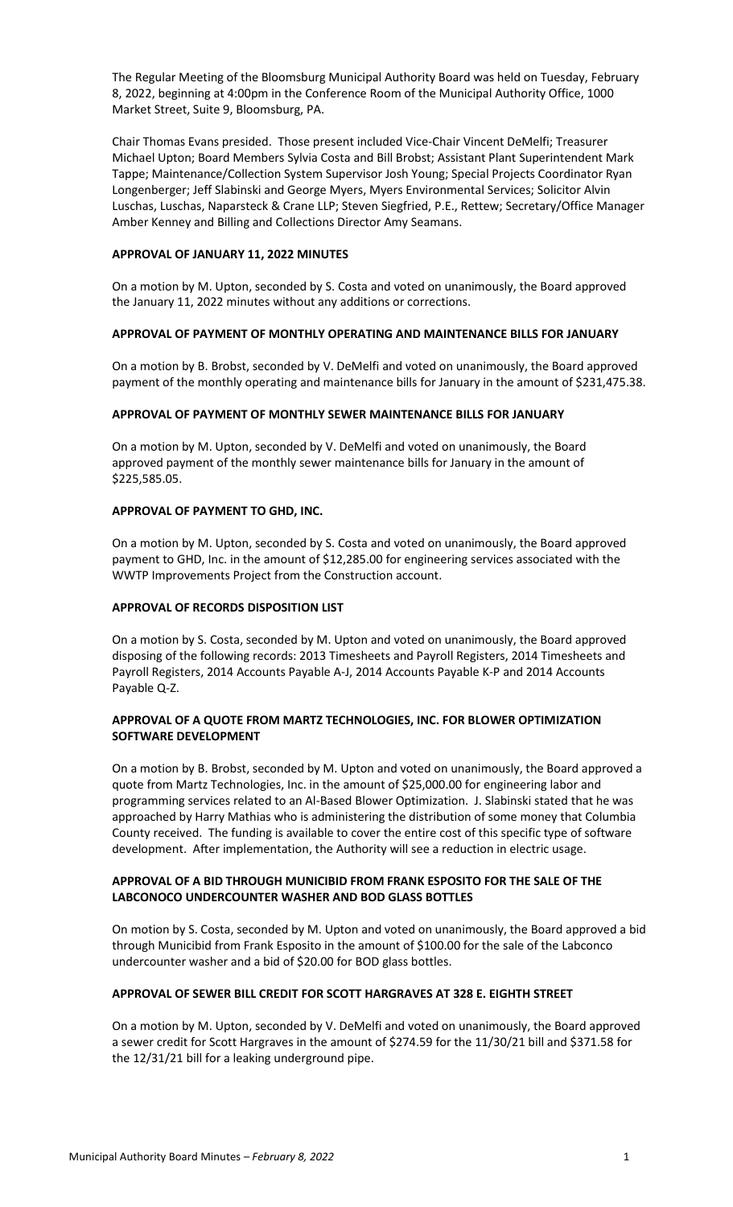The Regular Meeting of the Bloomsburg Municipal Authority Board was held on Tuesday, February 8, 2022, beginning at 4:00pm in the Conference Room of the Municipal Authority Office, 1000 Market Street, Suite 9, Bloomsburg, PA.

Chair Thomas Evans presided. Those present included Vice-Chair Vincent DeMelfi; Treasurer Michael Upton; Board Members Sylvia Costa and Bill Brobst; Assistant Plant Superintendent Mark Tappe; Maintenance/Collection System Supervisor Josh Young; Special Projects Coordinator Ryan Longenberger; Jeff Slabinski and George Myers, Myers Environmental Services; Solicitor Alvin Luschas, Luschas, Naparsteck & Crane LLP; Steven Siegfried, P.E., Rettew; Secretary/Office Manager Amber Kenney and Billing and Collections Director Amy Seamans.

**APPROVAL OF JANUARY 11, 2022 MINUTES**

On a motion by M. Upton, seconded by S. Costa and voted on unanimously, the Board approved the January 11, 2022 minutes without any additions or corrections.

**APPROVAL OF PAYMENT OF MONTHLY OPERATING AND MAINTENANCE BILLS FOR JANUARY**

On a motion by B. Brobst, seconded by V. DeMelfi and voted on unanimously, the Board approved payment of the monthly operating and maintenance bills for January in the amount of $231,475.38.

**APPROVAL OF PAYMENT OF MONTHLY SEWER MAINTENANCE BILLS FOR JANUARY**

On a motion by M. Upton, seconded by V. DeMelfi and voted on unanimously, the Board approved payment of the monthly sewer maintenance bills for January in the amount of $225,585.05.

**APPROVAL OF PAYMENT TO GHD, INC.**

On a motion by M. Upton, seconded by S. Costa and voted on unanimously, the Board approved payment to GHD, Inc. in the amount of $12,285.00 for engineering services associated with the WWTP Improvements Project from the Construction account.

**APPROVAL OF RECORDS DISPOSITION LIST**

On a motion by S. Costa, seconded by M. Upton and voted on unanimously, the Board approved disposing of the following records: 2013 Timesheets and Payroll Registers, 2014 Timesheets and Payroll Registers, 2014 Accounts Payable A-J, 2014 Accounts Payable K-P and 2014 Accounts Payable Q-Z.

**APPROVAL OF A QUOTE FROM MARTZ TECHNOLOGIES, INC. FOR BLOWER OPTIMIZATION SOFTWARE DEVELOPMENT**

On a motion by B. Brobst, seconded by M. Upton and voted on unanimously, the Board approved a quote from Martz Technologies, Inc. in the amount of $25,000.00 for engineering labor and programming services related to an Al-Based Blower Optimization. J. Slabinski stated that he was approached by Harry Mathias who is administering the distribution of some money that Columbia County received. The funding is available to cover the entire cost of this specific type of software development. After implementation, the Authority will see a reduction in electric usage.

**APPROVAL OF A BID THROUGH MUNICIBID FROM FRANK ESPOSITO FOR THE SALE OF THE LABCONOCO UNDERCOUNTER WASHER AND BOD GLASS BOTTLES**

On motion by S. Costa, seconded by M. Upton and voted on unanimously, the Board approved a bid through Municibid from Frank Esposito in the amount of $100.00 for the sale of the Labconco undercounter washer and a bid of $20.00 for BOD glass bottles.

**APPROVAL OF SEWER BILL CREDIT FOR SCOTT HARGRAVES AT 328 E. EIGHTH STREET**

On a motion by M. Upton, seconded by V. DeMelfi and voted on unanimously, the Board approved a sewer credit for Scott Hargraves in the amount of $274.59 for the 11/30/21 bill and $371.58 for the 12/31/21 bill for a leaking underground pipe.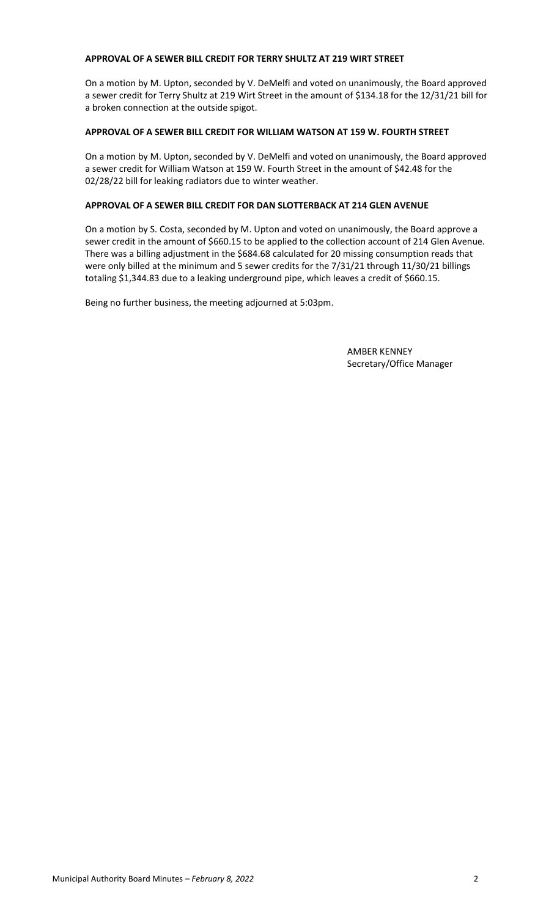**APPROVAL OF A SEWER BILL CREDIT FOR TERRY SHULTZ AT 219 WIRT STREET**

On a motion by M. Upton, seconded by V. DeMelfi and voted on unanimously, the Board approved a sewer credit for Terry Shultz at 219 Wirt Street in the amount of $134.18 for the 12/31/21 bill for a broken connection at the outside spigot.

**APPROVAL OF A SEWER BILL CREDIT FOR WILLIAM WATSON AT 159 W. FOURTH STREET**

On a motion by M. Upton, seconded by V. DeMelfi and voted on unanimously, the Board approved a sewer credit for William Watson at 159 W. Fourth Street in the amount of $42.48 for the 02/28/22 bill for leaking radiators due to winter weather.

**APPROVAL OF A SEWER BILL CREDIT FOR DAN SLOTTERBACK AT 214 GLEN AVENUE**

On a motion by S. Costa, seconded by M. Upton and voted on unanimously, the Board approve a sewer credit in the amount of $660.15 to be applied to the collection account of 214 Glen Avenue. There was a billing adjustment in the $684.68 calculated for 20 missing consumption reads that were only billed at the minimum and 5 sewer credits for the 7/31/21 through 11/30/21 billings totaling $1,344.83 due to a leaking underground pipe, which leaves a credit of $660.15.

Being no further business, the meeting adjourned at 5:03pm.

AMBER KENNEY
Secretary/Office Manager